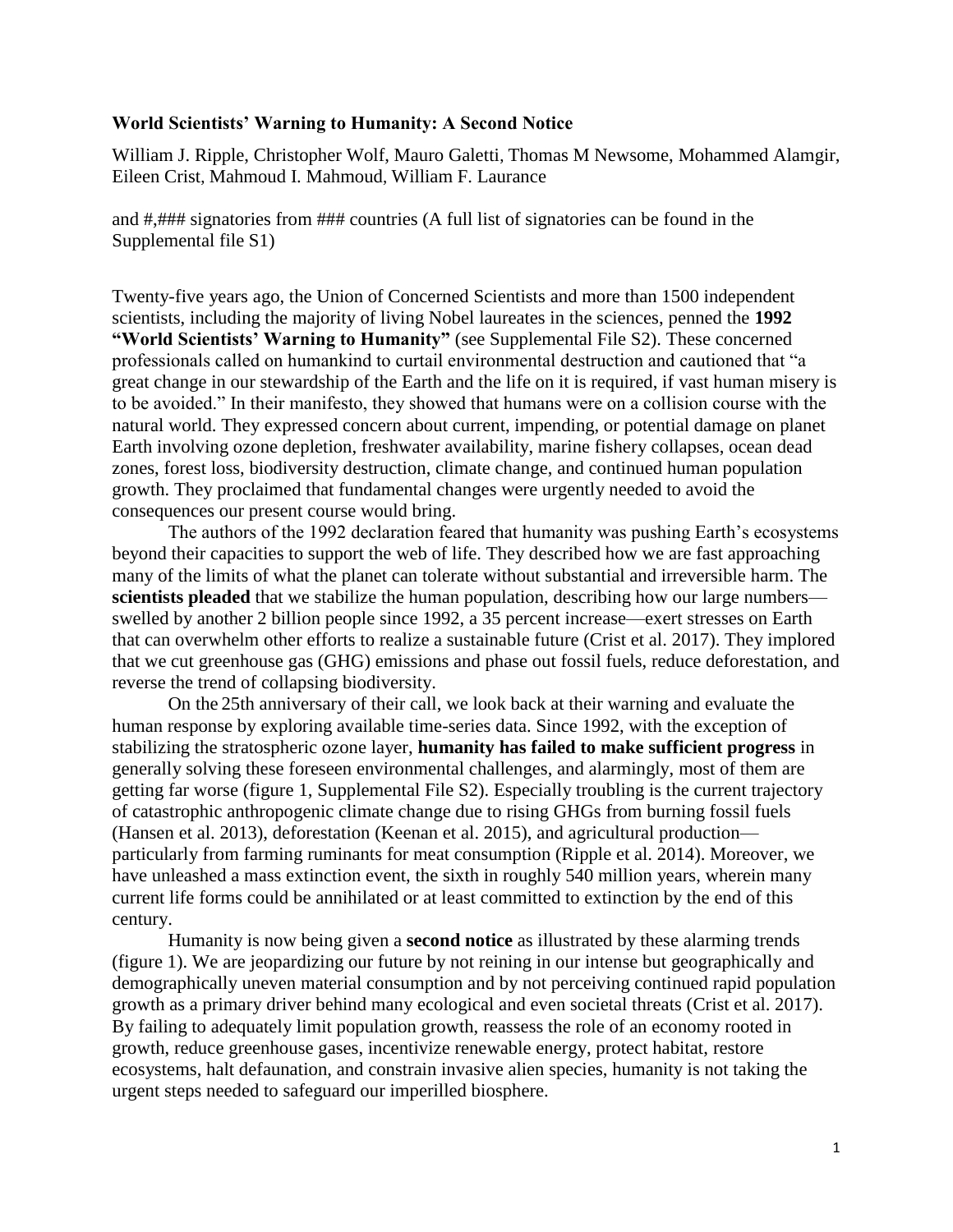**World Scientists' Warning to Humanity: A Second Notice**

William J. Ripple, Christopher Wolf, Mauro Galetti, Thomas M Newsome, Mohammed Alamgir, Eileen Crist, Mahmoud I. Mahmoud, William F. Laurance

and #,### signatories from ### countries (A full list of signatories can be found in the Supplemental file S1)

Twenty-five years ago, the Union of Concerned Scientists and more than 1500 independent scientists, including the majority of living Nobel laureates in the sciences, penned the **1992 "World Scientists' Warning to Humanity"** (see Supplemental File S2). These concerned professionals called on humankind to curtail environmental destruction and cautioned that "a great change in our stewardship of the Earth and the life on it is required, if vast human misery is to be avoided." In their manifesto, they showed that humans were on a collision course with the natural world. They expressed concern about current, impending, or potential damage on planet Earth involving ozone depletion, freshwater availability, marine fishery collapses, ocean dead zones, forest loss, biodiversity destruction, climate change, and continued human population growth. They proclaimed that fundamental changes were urgently needed to avoid the consequences our present course would bring.

The authors of the 1992 declaration feared that humanity was pushing Earth's ecosystems beyond their capacities to support the web of life. They described how we are fast approaching many of the limits of what the planet can tolerate without substantial and irreversible harm. The **scientists pleaded** that we stabilize the human population, describing how our large numbers—swelled by another 2 billion people since 1992, a 35 percent increase—exert stresses on Earth that can overwhelm other efforts to realize a sustainable future (Crist et al. 2017). They implored that we cut greenhouse gas (GHG) emissions and phase out fossil fuels, reduce deforestation, and reverse the trend of collapsing biodiversity.

On the 25th anniversary of their call, we look back at their warning and evaluate the human response by exploring available time-series data. Since 1992, with the exception of stabilizing the stratospheric ozone layer, **humanity has failed to make sufficient progress** in generally solving these foreseen environmental challenges, and alarmingly, most of them are getting far worse (figure 1, Supplemental File S2). Especially troubling is the current trajectory of catastrophic anthropogenic climate change due to rising GHGs from burning fossil fuels (Hansen et al. 2013), deforestation (Keenan et al. 2015), and agricultural production—particularly from farming ruminants for meat consumption (Ripple et al. 2014). Moreover, we have unleashed a mass extinction event, the sixth in roughly 540 million years, wherein many current life forms could be annihilated or at least committed to extinction by the end of this century.

Humanity is now being given a **second notice** as illustrated by these alarming trends (figure 1). We are jeopardizing our future by not reining in our intense but geographically and demographically uneven material consumption and by not perceiving continued rapid population growth as a primary driver behind many ecological and even societal threats (Crist et al. 2017). By failing to adequately limit population growth, reassess the role of an economy rooted in growth, reduce greenhouse gases, incentivize renewable energy, protect habitat, restore ecosystems, halt defaunation, and constrain invasive alien species, humanity is not taking the urgent steps needed to safeguard our imperilled biosphere.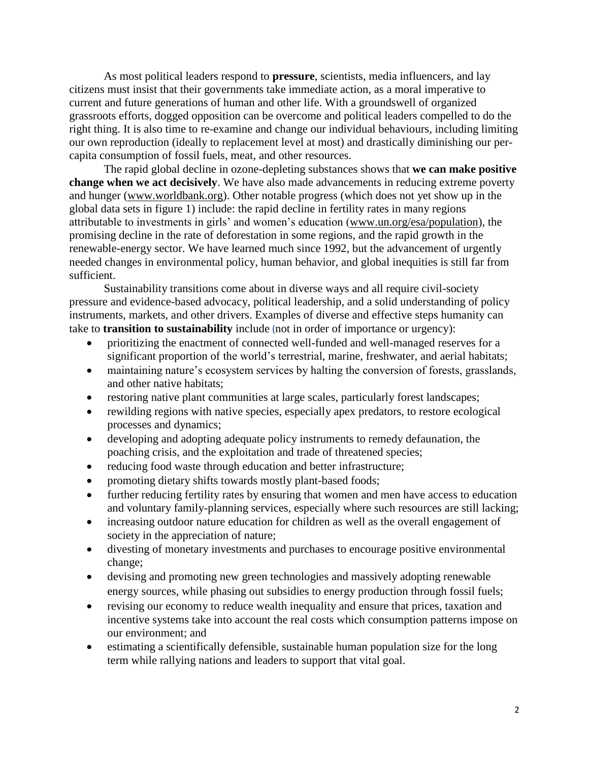As most political leaders respond to **pressure**, scientists, media influencers, and lay citizens must insist that their governments take immediate action, as a moral imperative to current and future generations of human and other life. With a groundswell of organized grassroots efforts, dogged opposition can be overcome and political leaders compelled to do the right thing. It is also time to re-examine and change our individual behaviours, including limiting our own reproduction (ideally to replacement level at most) and drastically diminishing our per-capita consumption of fossil fuels, meat, and other resources.

The rapid global decline in ozone-depleting substances shows that **we can make positive change when we act decisively**. We have also made advancements in reducing extreme poverty and hunger (www.worldbank.org). Other notable progress (which does not yet show up in the global data sets in figure 1) include: the rapid decline in fertility rates in many regions attributable to investments in girls' and women's education (www.un.org/esa/population), the promising decline in the rate of deforestation in some regions, and the rapid growth in the renewable-energy sector. We have learned much since 1992, but the advancement of urgently needed changes in environmental policy, human behavior, and global inequities is still far from sufficient.

Sustainability transitions come about in diverse ways and all require civil-society pressure and evidence-based advocacy, political leadership, and a solid understanding of policy instruments, markets, and other drivers. Examples of diverse and effective steps humanity can take to **transition to sustainability** include (not in order of importance or urgency):

- prioritizing the enactment of connected well-funded and well-managed reserves for a significant proportion of the world's terrestrial, marine, freshwater, and aerial habitats;
- maintaining nature's ecosystem services by halting the conversion of forests, grasslands, and other native habitats;
- restoring native plant communities at large scales, particularly forest landscapes;
- rewilding regions with native species, especially apex predators, to restore ecological processes and dynamics;
- developing and adopting adequate policy instruments to remedy defaunation, the poaching crisis, and the exploitation and trade of threatened species;
- reducing food waste through education and better infrastructure;
- promoting dietary shifts towards mostly plant-based foods;
- further reducing fertility rates by ensuring that women and men have access to education and voluntary family-planning services, especially where such resources are still lacking;
- increasing outdoor nature education for children as well as the overall engagement of society in the appreciation of nature;
- divesting of monetary investments and purchases to encourage positive environmental change;
- devising and promoting new green technologies and massively adopting renewable energy sources, while phasing out subsidies to energy production through fossil fuels;
- revising our economy to reduce wealth inequality and ensure that prices, taxation and incentive systems take into account the real costs which consumption patterns impose on our environment; and
- estimating a scientifically defensible, sustainable human population size for the long term while rallying nations and leaders to support that vital goal.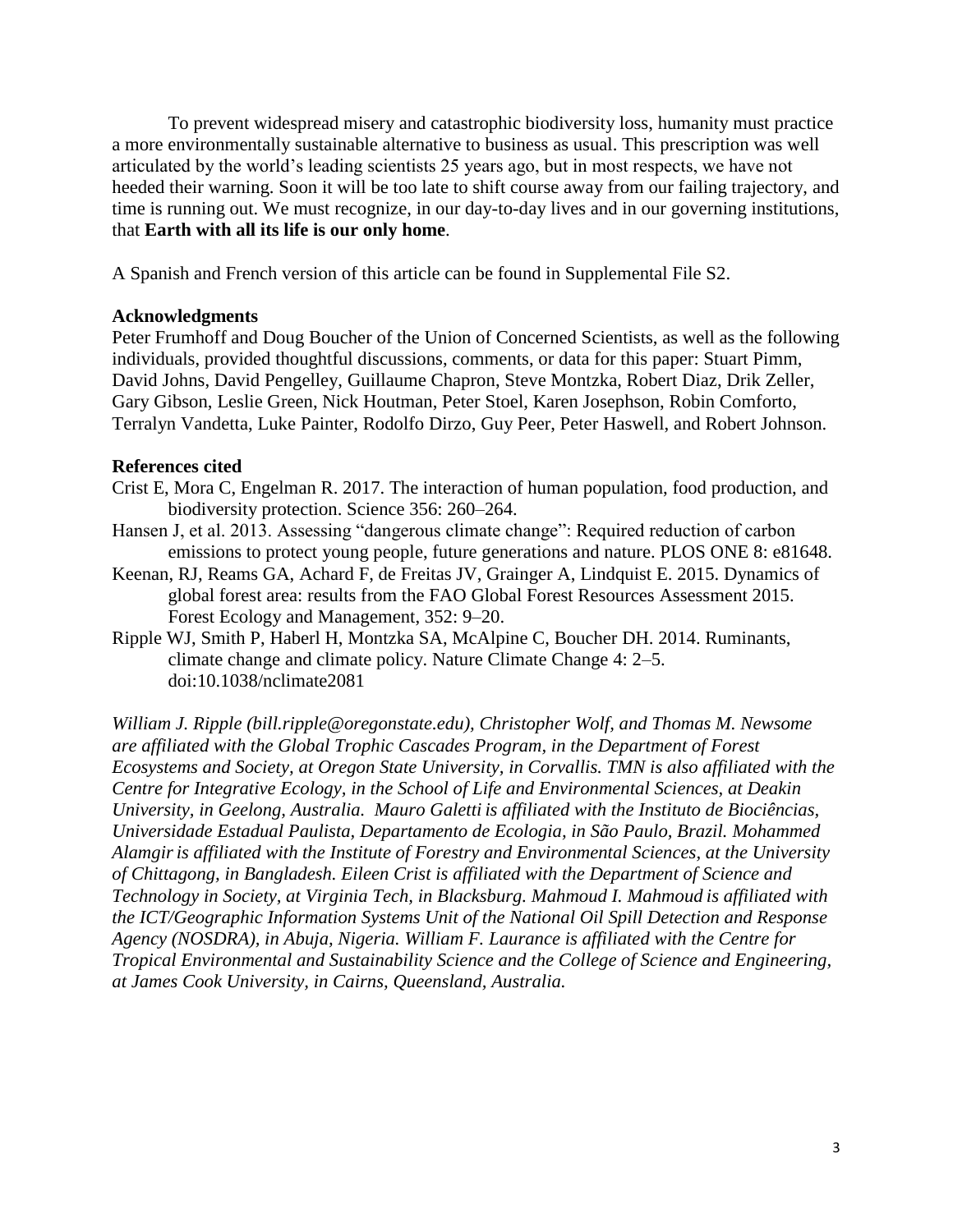To prevent widespread misery and catastrophic biodiversity loss, humanity must practice a more environmentally sustainable alternative to business as usual. This prescription was well articulated by the world's leading scientists 25 years ago, but in most respects, we have not heeded their warning. Soon it will be too late to shift course away from our failing trajectory, and time is running out. We must recognize, in our day-to-day lives and in our governing institutions, that **Earth with all its life is our only home**.

A Spanish and French version of this article can be found in Supplemental File S2.

### Acknowledgments

Peter Frumhoff and Doug Boucher of the Union of Concerned Scientists, as well as the following individuals, provided thoughtful discussions, comments, or data for this paper: Stuart Pimm, David Johns, David Pengelley, Guillaume Chapron, Steve Montzka, Robert Diaz, Drik Zeller, Gary Gibson, Leslie Green, Nick Houtman, Peter Stoel, Karen Josephson, Robin Comforto, Terralyn Vandetta, Luke Painter, Rodolfo Dirzo, Guy Peer, Peter Haswell, and Robert Johnson.

### References cited

Crist E, Mora C, Engelman R. 2017. The interaction of human population, food production, and biodiversity protection. Science 356: 260–264.

Hansen J, et al. 2013. Assessing "dangerous climate change": Required reduction of carbon emissions to protect young people, future generations and nature. PLOS ONE 8: e81648.

Keenan, RJ, Reams GA, Achard F, de Freitas JV, Grainger A, Lindquist E. 2015. Dynamics of global forest area: results from the FAO Global Forest Resources Assessment 2015. Forest Ecology and Management, 352: 9–20.

Ripple WJ, Smith P, Haberl H, Montzka SA, McAlpine C, Boucher DH. 2014. Ruminants, climate change and climate policy. Nature Climate Change 4: 2–5. doi:10.1038/nclimate2081

*William J. Ripple (bill.ripple@oregonstate.edu), Christopher Wolf, and Thomas M. Newsome are affiliated with the Global Trophic Cascades Program, in the Department of Forest Ecosystems and Society, at Oregon State University, in Corvallis. TMN is also affiliated with the Centre for Integrative Ecology, in the School of Life and Environmental Sciences, at Deakin University, in Geelong, Australia. Mauro Galetti is affiliated with the Instituto de Biociências, Universidade Estadual Paulista, Departamento de Ecologia, in São Paulo, Brazil. Mohammed Alamgir is affiliated with the Institute of Forestry and Environmental Sciences, at the University of Chittagong, in Bangladesh. Eileen Crist is affiliated with the Department of Science and Technology in Society, at Virginia Tech, in Blacksburg. Mahmoud I. Mahmoud is affiliated with the ICT/Geographic Information Systems Unit of the National Oil Spill Detection and Response Agency (NOSDRA), in Abuja, Nigeria. William F. Laurance is affiliated with the Centre for Tropical Environmental and Sustainability Science and the College of Science and Engineering, at James Cook University, in Cairns, Queensland, Australia.*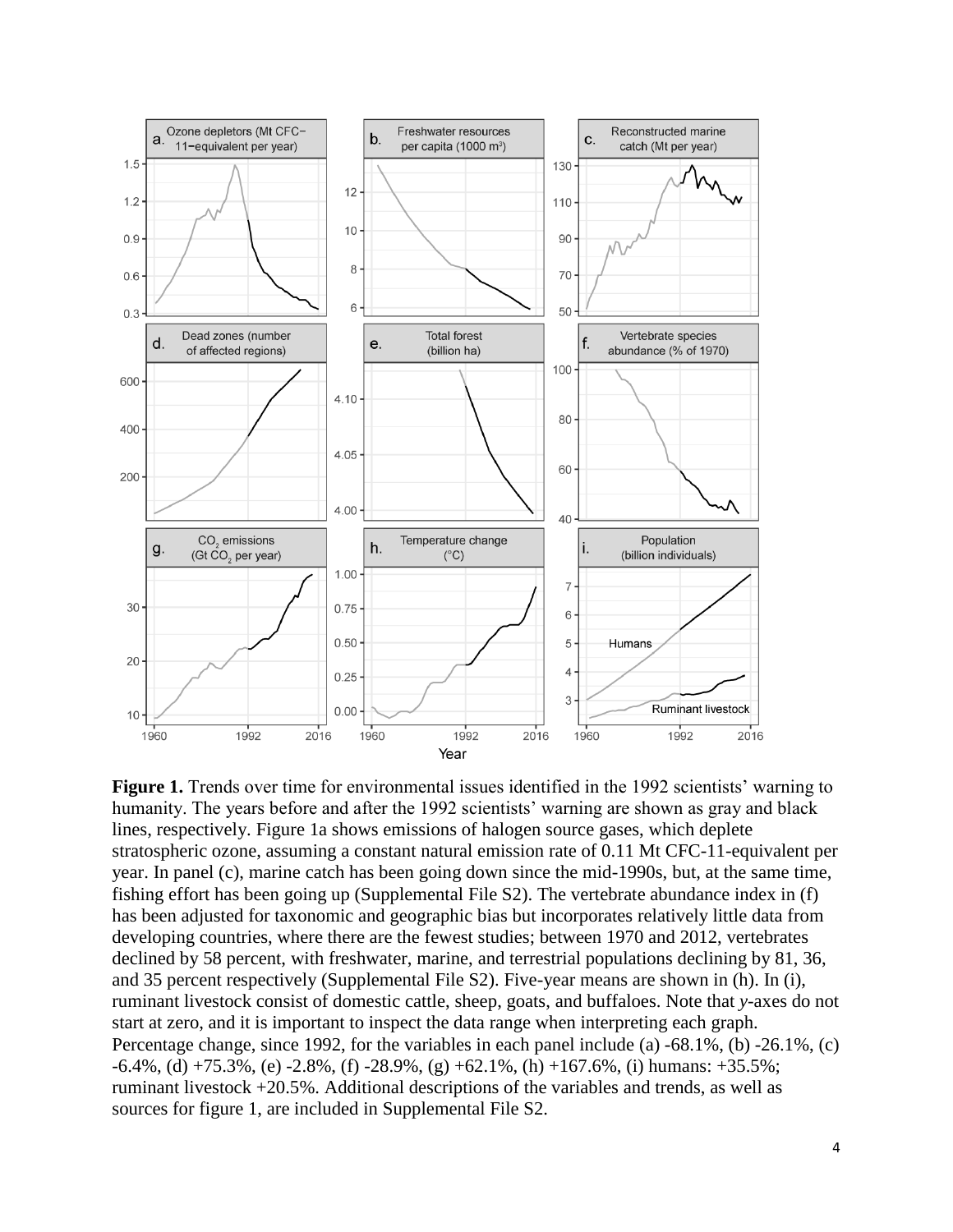**Figure 1.** Trends over time for environmental issues identified in the 1992 scientists' warning to humanity. The years before and after the 1992 scientists' warning are shown as gray and black lines, respectively. Figure 1a shows emissions of halogen source gases, which deplete stratospheric ozone, assuming a constant natural emission rate of 0.11 Mt CFC-11-equivalent per year. In panel (c), marine catch has been going down since the mid-1990s, but, at the same time, fishing effort has been going up (Supplemental File S2). The vertebrate abundance index in (f) has been adjusted for taxonomic and geographic bias but incorporates relatively little data from developing countries, where there are the fewest studies; between 1970 and 2012, vertebrates declined by 58 percent, with freshwater, marine, and terrestrial populations declining by 81, 36, and 35 percent respectively (Supplemental File S2). Five-year means are shown in (h). In (i), ruminant livestock consist of domestic cattle, sheep, goats, and buffaloes. Note that *y*-axes do not start at zero, and it is important to inspect the data range when interpreting each graph. Percentage change, since 1992, for the variables in each panel include (a) -68.1%, (b) -26.1%, (c) -6.4%, (d) +75.3%, (e) -2.8%, (f) -28.9%, (g) +62.1%, (h) +167.6%, (i) humans: +35.5%; ruminant livestock +20.5%. Additional descriptions of the variables and trends, as well as sources for figure 1, are included in Supplemental File S2.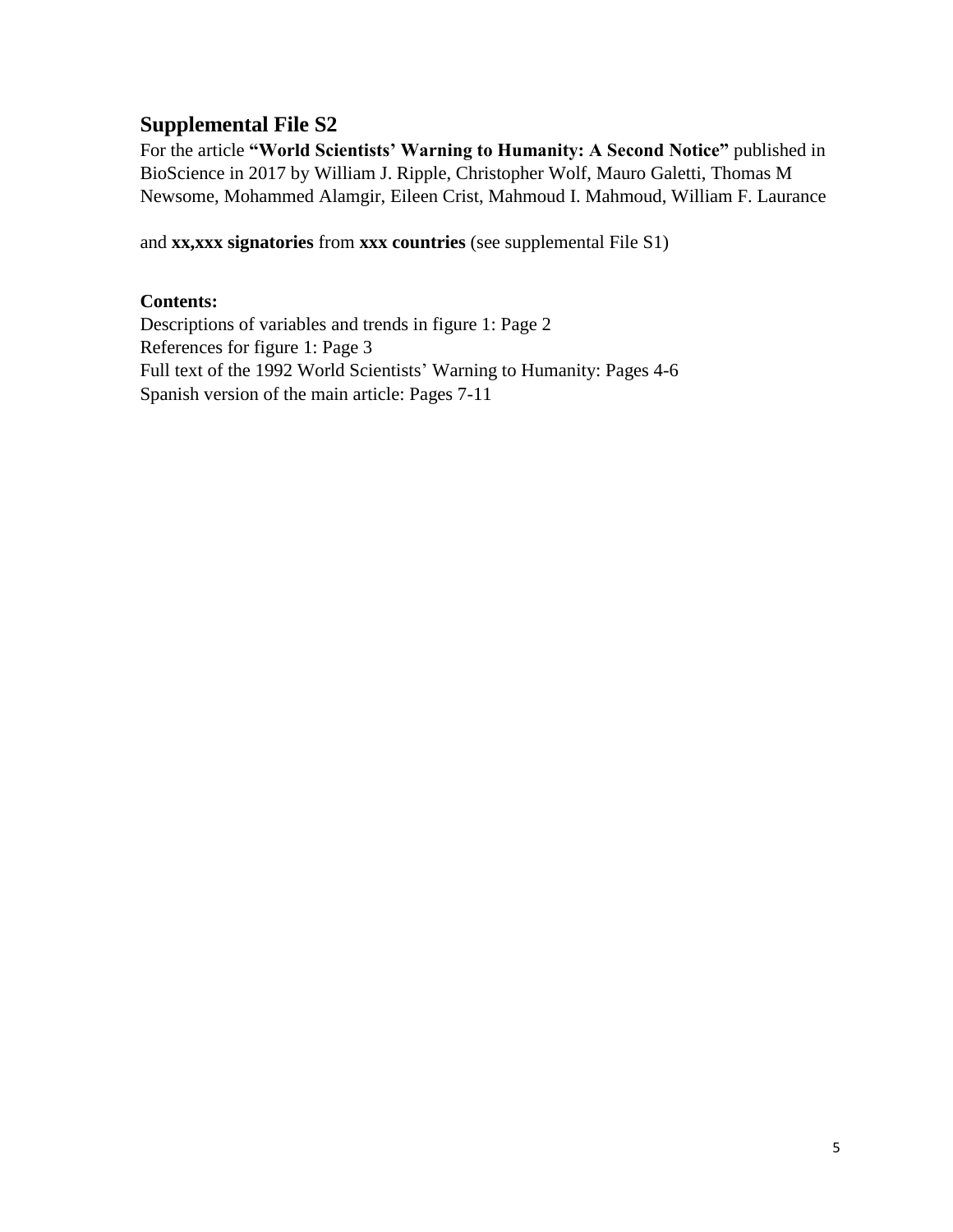## Supplemental File S2

For the article **"World Scientists' Warning to Humanity: A Second Notice"** published in BioScience in 2017 by William J. Ripple, Christopher Wolf, Mauro Galetti, Thomas M Newsome, Mohammed Alamgir, Eileen Crist, Mahmoud I. Mahmoud, William F. Laurance

and **xx,xxx signatories** from **xxx countries** (see supplemental File S1)

**Contents:**

Descriptions of variables and trends in figure 1: Page 2
References for figure 1: Page 3
Full text of the 1992 World Scientists' Warning to Humanity: Pages 4-6
Spanish version of the main article: Pages 7-11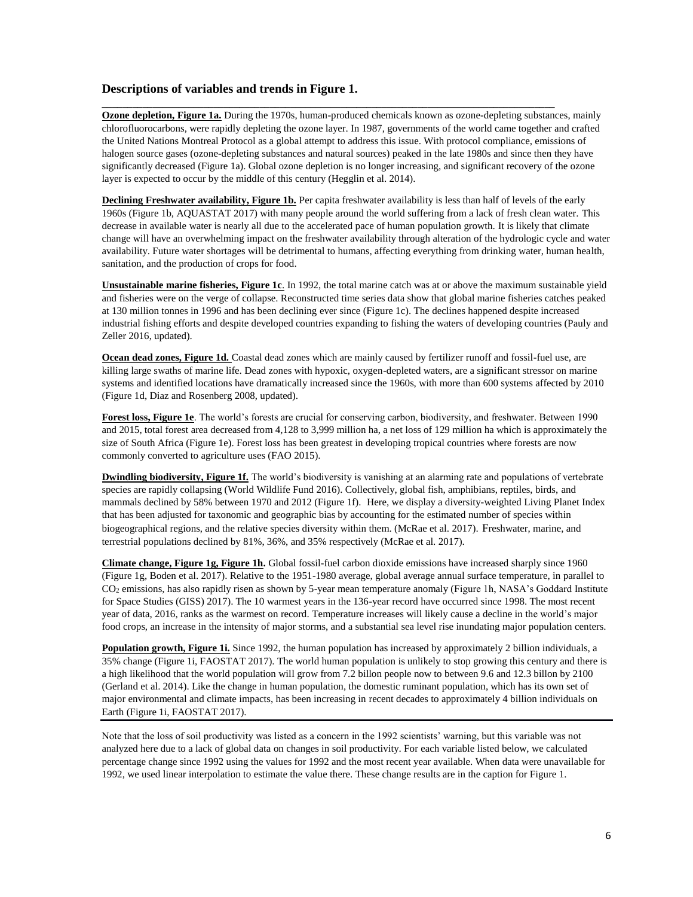## Descriptions of variables and trends in Figure 1.

**Ozone depletion, Figure 1a.** During the 1970s, human-produced chemicals known as ozone-depleting substances, mainly chlorofluorocarbons, were rapidly depleting the ozone layer. In 1987, governments of the world came together and crafted the United Nations Montreal Protocol as a global attempt to address this issue. With protocol compliance, emissions of halogen source gases (ozone-depleting substances and natural sources) peaked in the late 1980s and since then they have significantly decreased (Figure 1a). Global ozone depletion is no longer increasing, and significant recovery of the ozone layer is expected to occur by the middle of this century (Hegglin et al. 2014).

**Declining Freshwater availability, Figure 1b.** Per capita freshwater availability is less than half of levels of the early 1960s (Figure 1b, AQUASTAT 2017) with many people around the world suffering from a lack of fresh clean water. This decrease in available water is nearly all due to the accelerated pace of human population growth. It is likely that climate change will have an overwhelming impact on the freshwater availability through alteration of the hydrologic cycle and water availability. Future water shortages will be detrimental to humans, affecting everything from drinking water, human health, sanitation, and the production of crops for food.

**Unsustainable marine fisheries, Figure 1c**. In 1992, the total marine catch was at or above the maximum sustainable yield and fisheries were on the verge of collapse. Reconstructed time series data show that global marine fisheries catches peaked at 130 million tonnes in 1996 and has been declining ever since (Figure 1c). The declines happened despite increased industrial fishing efforts and despite developed countries expanding to fishing the waters of developing countries (Pauly and Zeller 2016, updated).

**Ocean dead zones, Figure 1d.** Coastal dead zones which are mainly caused by fertilizer runoff and fossil-fuel use, are killing large swaths of marine life. Dead zones with hypoxic, oxygen-depleted waters, are a significant stressor on marine systems and identified locations have dramatically increased since the 1960s, with more than 600 systems affected by 2010 (Figure 1d, Diaz and Rosenberg 2008, updated).

**Forest loss, Figure 1e**. The world's forests are crucial for conserving carbon, biodiversity, and freshwater. Between 1990 and 2015, total forest area decreased from 4,128 to 3,999 million ha, a net loss of 129 million ha which is approximately the size of South Africa (Figure 1e). Forest loss has been greatest in developing tropical countries where forests are now commonly converted to agriculture uses (FAO 2015).

**Dwindling biodiversity, Figure 1f.** The world's biodiversity is vanishing at an alarming rate and populations of vertebrate species are rapidly collapsing (World Wildlife Fund 2016). Collectively, global fish, amphibians, reptiles, birds, and mammals declined by 58% between 1970 and 2012 (Figure 1f). Here, we display a diversity-weighted Living Planet Index that has been adjusted for taxonomic and geographic bias by accounting for the estimated number of species within biogeographical regions, and the relative species diversity within them. (McRae et al. 2017). Freshwater, marine, and terrestrial populations declined by 81%, 36%, and 35% respectively (McRae et al. 2017).

**Climate change, Figure 1g, Figure 1h.** Global fossil-fuel carbon dioxide emissions have increased sharply since 1960 (Figure 1g, Boden et al. 2017). Relative to the 1951-1980 average, global average annual surface temperature, in parallel to $CO_2$ emissions, has also rapidly risen as shown by 5-year mean temperature anomaly (Figure 1h, NASA's Goddard Institute for Space Studies (GISS) 2017). The 10 warmest years in the 136-year record have occurred since 1998. The most recent year of data, 2016, ranks as the warmest on record. Temperature increases will likely cause a decline in the world's major food crops, an increase in the intensity of major storms, and a substantial sea level rise inundating major population centers.

**Population growth, Figure 1i.** Since 1992, the human population has increased by approximately 2 billion individuals, a 35% change (Figure 1i, FAOSTAT 2017). The world human population is unlikely to stop growing this century and there is a high likelihood that the world population will grow from 7.2 billon people now to between 9.6 and 12.3 billon by 2100 (Gerland et al. 2014). Like the change in human population, the domestic ruminant population, which has its own set of major environmental and climate impacts, has been increasing in recent decades to approximately 4 billion individuals on Earth (Figure 1i, FAOSTAT 2017).

Note that the loss of soil productivity was listed as a concern in the 1992 scientists' warning, but this variable was not analyzed here due to a lack of global data on changes in soil productivity. For each variable listed below, we calculated percentage change since 1992 using the values for 1992 and the most recent year available. When data were unavailable for 1992, we used linear interpolation to estimate the value there. These change results are in the caption for Figure 1.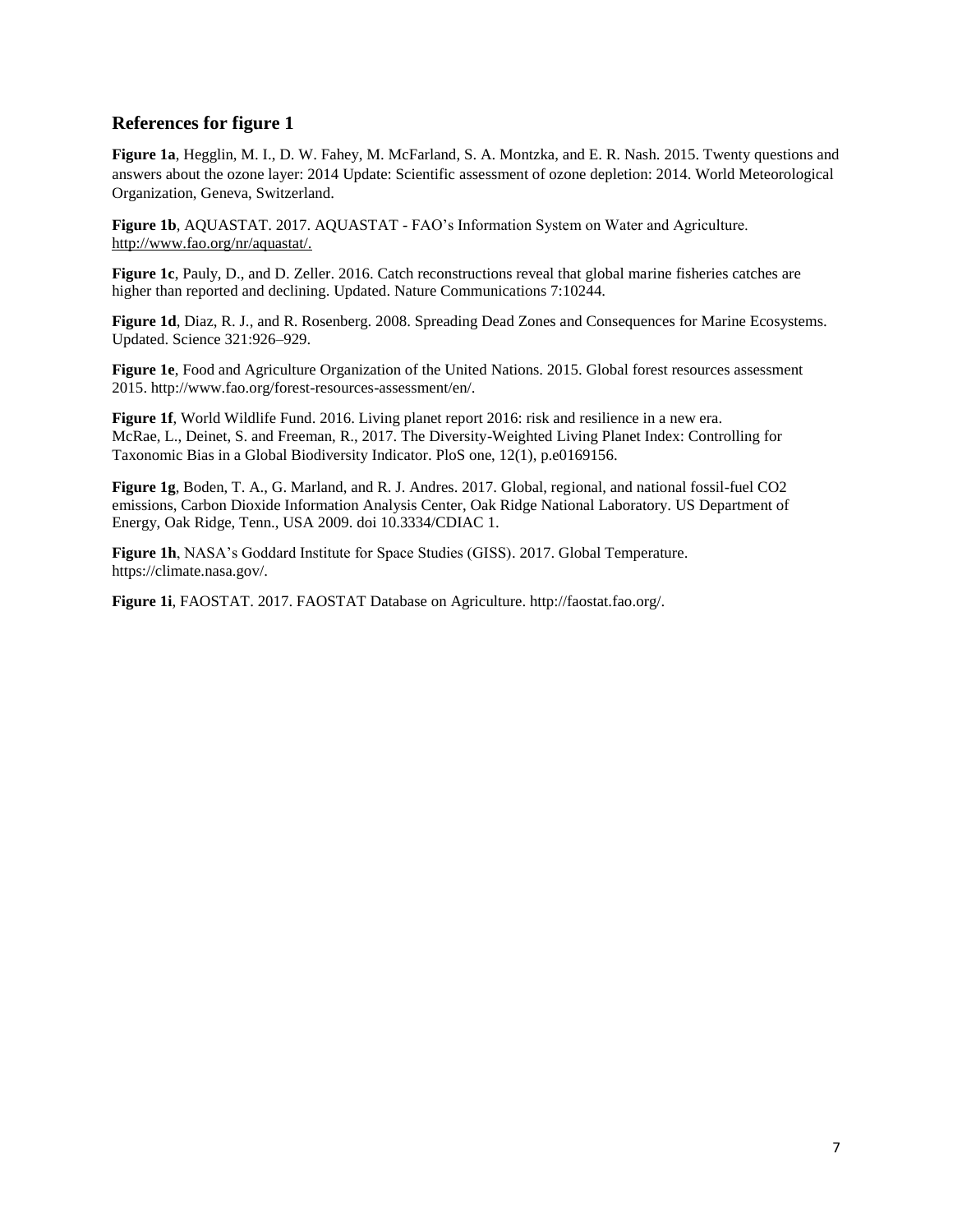## References for figure 1

**Figure 1a**, Hegglin, M. I., D. W. Fahey, M. McFarland, S. A. Montzka, and E. R. Nash. 2015. Twenty questions and answers about the ozone layer: 2014 Update: Scientific assessment of ozone depletion: 2014. World Meteorological Organization, Geneva, Switzerland.

**Figure 1b**, AQUASTAT. 2017. AQUASTAT - FAO's Information System on Water and Agriculture. http://www.fao.org/nr/aquastat/.

**Figure 1c**, Pauly, D., and D. Zeller. 2016. Catch reconstructions reveal that global marine fisheries catches are higher than reported and declining. Updated. Nature Communications 7:10244.

**Figure 1d**, Diaz, R. J., and R. Rosenberg. 2008. Spreading Dead Zones and Consequences for Marine Ecosystems. Updated. Science 321:926–929.

**Figure 1e**, Food and Agriculture Organization of the United Nations. 2015. Global forest resources assessment 2015. http://www.fao.org/forest-resources-assessment/en/.

**Figure 1f**, World Wildlife Fund. 2016. Living planet report 2016: risk and resilience in a new era. McRae, L., Deinet, S. and Freeman, R., 2017. The Diversity-Weighted Living Planet Index: Controlling for Taxonomic Bias in a Global Biodiversity Indicator. PloS one, 12(1), p.e0169156.

**Figure 1g**, Boden, T. A., G. Marland, and R. J. Andres. 2017. Global, regional, and national fossil-fuel $CO_2$ emissions, Carbon Dioxide Information Analysis Center, Oak Ridge National Laboratory. US Department of Energy, Oak Ridge, Tenn., USA 2009. doi 10.3334/CDIAC 1.

**Figure 1h**, NASA's Goddard Institute for Space Studies (GISS). 2017. Global Temperature. https://climate.nasa.gov/.

**Figure 1i**, FAOSTAT. 2017. FAOSTAT Database on Agriculture. http://faostat.fao.org/.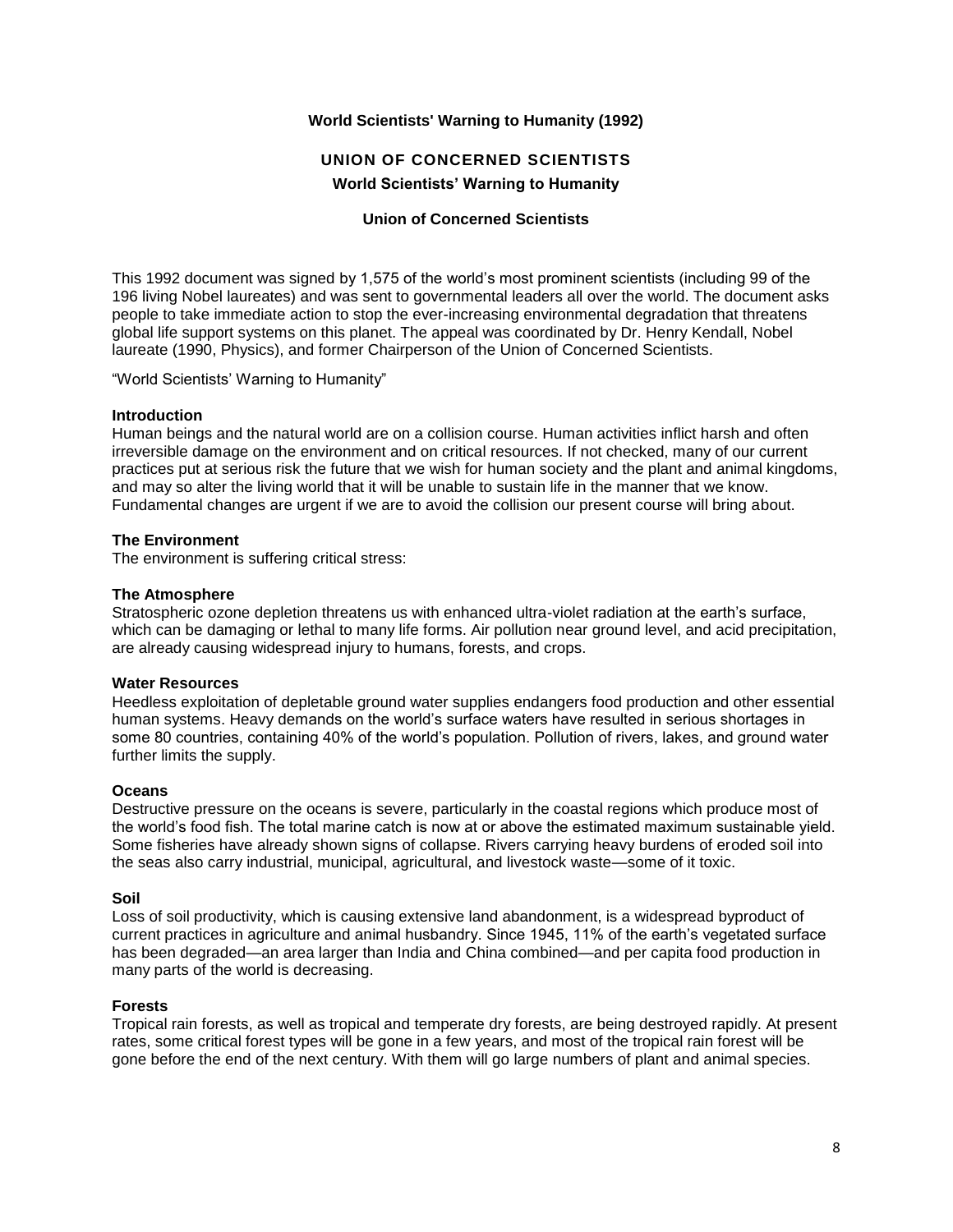**World Scientists' Warning to Humanity (1992)**

## UNION OF CONCERNED SCIENTISTS

### World Scientists' Warning to Humanity

**Union of Concerned Scientists**

This 1992 document was signed by 1,575 of the world's most prominent scientists (including 99 of the 196 living Nobel laureates) and was sent to governmental leaders all over the world. The document asks people to take immediate action to stop the ever-increasing environmental degradation that threatens global life support systems on this planet. The appeal was coordinated by Dr. Henry Kendall, Nobel laureate (1990, Physics), and former Chairperson of the Union of Concerned Scientists.

"World Scientists' Warning to Humanity"

**Introduction**

Human beings and the natural world are on a collision course. Human activities inflict harsh and often irreversible damage on the environment and on critical resources. If not checked, many of our current practices put at serious risk the future that we wish for human society and the plant and animal kingdoms, and may so alter the living world that it will be unable to sustain life in the manner that we know. Fundamental changes are urgent if we are to avoid the collision our present course will bring about.

**The Environment**

The environment is suffering critical stress:

**The Atmosphere**

Stratospheric ozone depletion threatens us with enhanced ultra-violet radiation at the earth's surface, which can be damaging or lethal to many life forms. Air pollution near ground level, and acid precipitation, are already causing widespread injury to humans, forests, and crops.

**Water Resources**

Heedless exploitation of depletable ground water supplies endangers food production and other essential human systems. Heavy demands on the world's surface waters have resulted in serious shortages in some 80 countries, containing 40% of the world's population. Pollution of rivers, lakes, and ground water further limits the supply.

**Oceans**

Destructive pressure on the oceans is severe, particularly in the coastal regions which produce most of the world's food fish. The total marine catch is now at or above the estimated maximum sustainable yield. Some fisheries have already shown signs of collapse. Rivers carrying heavy burdens of eroded soil into the seas also carry industrial, municipal, agricultural, and livestock waste—some of it toxic.

**Soil**

Loss of soil productivity, which is causing extensive land abandonment, is a widespread byproduct of current practices in agriculture and animal husbandry. Since 1945, 11% of the earth's vegetated surface has been degraded—an area larger than India and China combined—and per capita food production in many parts of the world is decreasing.

**Forests**

Tropical rain forests, as well as tropical and temperate dry forests, are being destroyed rapidly. At present rates, some critical forest types will be gone in a few years, and most of the tropical rain forest will be gone before the end of the next century. With them will go large numbers of plant and animal species.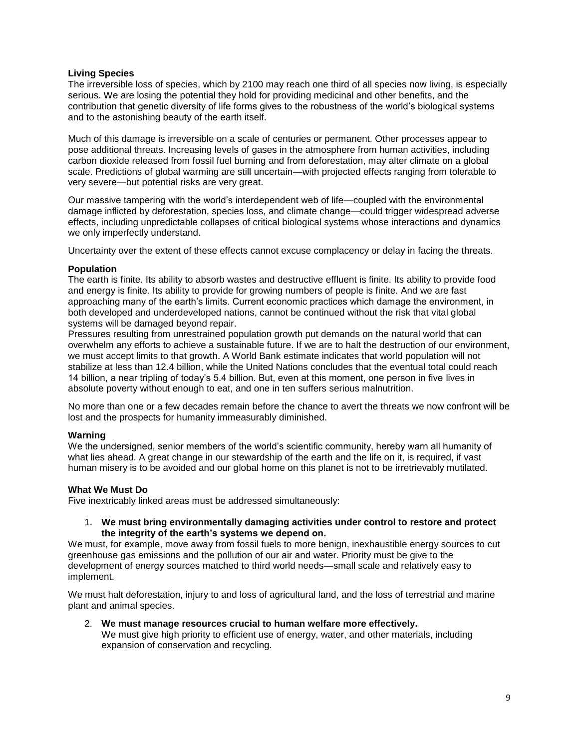**Living Species**

The irreversible loss of species, which by 2100 may reach one third of all species now living, is especially serious. We are losing the potential they hold for providing medicinal and other benefits, and the contribution that genetic diversity of life forms gives to the robustness of the world's biological systems and to the astonishing beauty of the earth itself.

Much of this damage is irreversible on a scale of centuries or permanent. Other processes appear to pose additional threats. Increasing levels of gases in the atmosphere from human activities, including carbon dioxide released from fossil fuel burning and from deforestation, may alter climate on a global scale. Predictions of global warming are still uncertain—with projected effects ranging from tolerable to very severe—but potential risks are very great.

Our massive tampering with the world's interdependent web of life—coupled with the environmental damage inflicted by deforestation, species loss, and climate change—could trigger widespread adverse effects, including unpredictable collapses of critical biological systems whose interactions and dynamics we only imperfectly understand.

Uncertainty over the extent of these effects cannot excuse complacency or delay in facing the threats.

**Population**

The earth is finite. Its ability to absorb wastes and destructive effluent is finite. Its ability to provide food and energy is finite. Its ability to provide for growing numbers of people is finite. And we are fast approaching many of the earth's limits. Current economic practices which damage the environment, in both developed and underdeveloped nations, cannot be continued without the risk that vital global systems will be damaged beyond repair.

Pressures resulting from unrestrained population growth put demands on the natural world that can overwhelm any efforts to achieve a sustainable future. If we are to halt the destruction of our environment, we must accept limits to that growth. A World Bank estimate indicates that world population will not stabilize at less than 12.4 billion, while the United Nations concludes that the eventual total could reach 14 billion, a near tripling of today's 5.4 billion. But, even at this moment, one person in five lives in absolute poverty without enough to eat, and one in ten suffers serious malnutrition.

No more than one or a few decades remain before the chance to avert the threats we now confront will be lost and the prospects for humanity immeasurably diminished.

**Warning**

We the undersigned, senior members of the world's scientific community, hereby warn all humanity of what lies ahead. A great change in our stewardship of the earth and the life on it, is required, if vast human misery is to be avoided and our global home on this planet is not to be irretrievably mutilated.

**What We Must Do**

Five inextricably linked areas must be addressed simultaneously:

1. **We must bring environmentally damaging activities under control to restore and protect the integrity of the earth's systems we depend on.**

We must, for example, move away from fossil fuels to more benign, inexhaustible energy sources to cut greenhouse gas emissions and the pollution of our air and water. Priority must be give to the development of energy sources matched to third world needs—small scale and relatively easy to implement.

We must halt deforestation, injury to and loss of agricultural land, and the loss of terrestrial and marine plant and animal species.

2. **We must manage resources crucial to human welfare more effectively.**
   We must give high priority to efficient use of energy, water, and other materials, including expansion of conservation and recycling.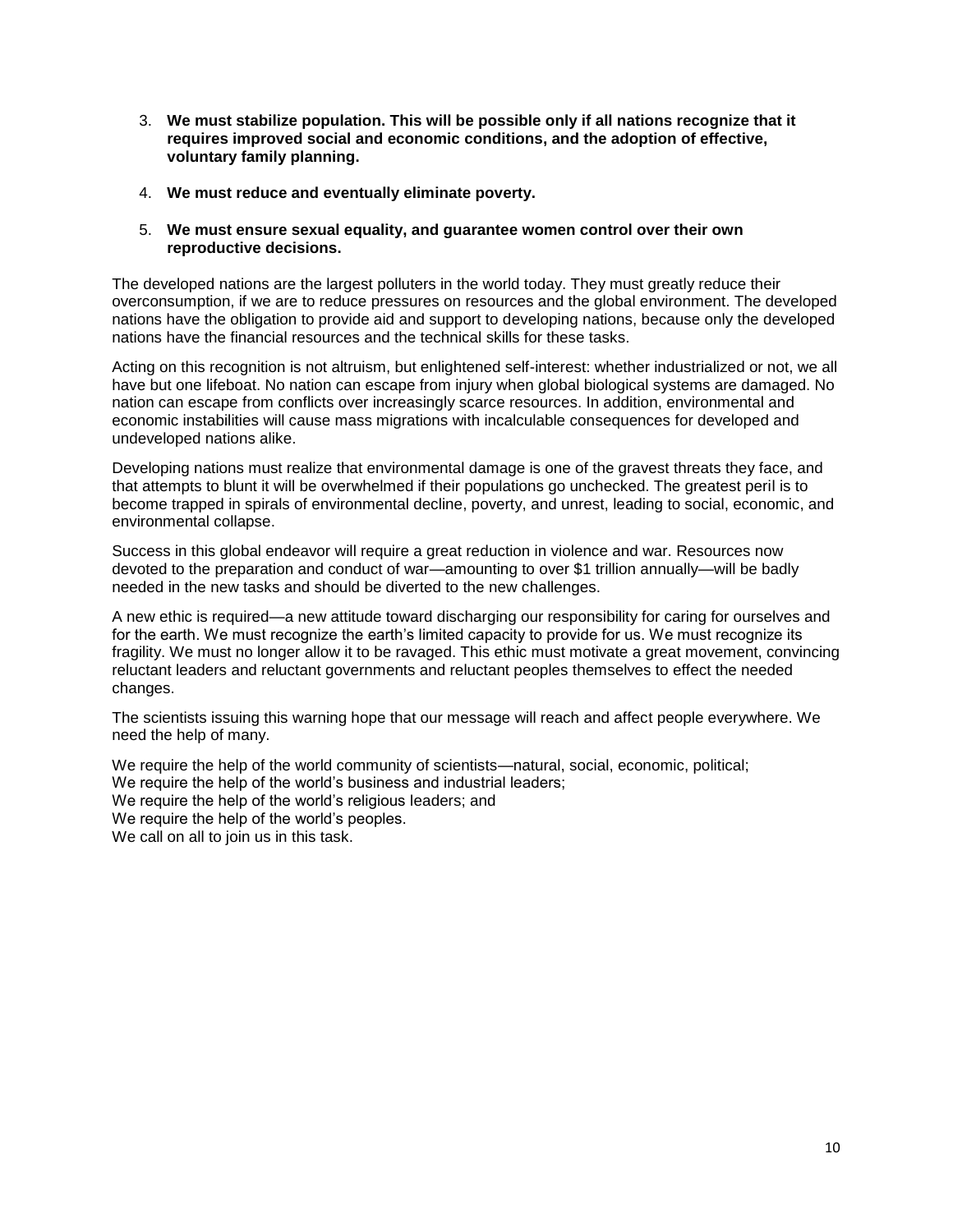3. **We must stabilize population. This will be possible only if all nations recognize that it requires improved social and economic conditions, and the adoption of effective, voluntary family planning.**

4. **We must reduce and eventually eliminate poverty.**

5. **We must ensure sexual equality, and guarantee women control over their own reproductive decisions.**

The developed nations are the largest polluters in the world today. They must greatly reduce their overconsumption, if we are to reduce pressures on resources and the global environment. The developed nations have the obligation to provide aid and support to developing nations, because only the developed nations have the financial resources and the technical skills for these tasks.

Acting on this recognition is not altruism, but enlightened self-interest: whether industrialized or not, we all have but one lifeboat. No nation can escape from injury when global biological systems are damaged. No nation can escape from conflicts over increasingly scarce resources. In addition, environmental and economic instabilities will cause mass migrations with incalculable consequences for developed and undeveloped nations alike.

Developing nations must realize that environmental damage is one of the gravest threats they face, and that attempts to blunt it will be overwhelmed if their populations go unchecked. The greatest peril is to become trapped in spirals of environmental decline, poverty, and unrest, leading to social, economic, and environmental collapse.

Success in this global endeavor will require a great reduction in violence and war. Resources now devoted to the preparation and conduct of war—amounting to over $1 trillion annually—will be badly needed in the new tasks and should be diverted to the new challenges.

A new ethic is required—a new attitude toward discharging our responsibility for caring for ourselves and for the earth. We must recognize the earth's limited capacity to provide for us. We must recognize its fragility. We must no longer allow it to be ravaged. This ethic must motivate a great movement, convincing reluctant leaders and reluctant governments and reluctant peoples themselves to effect the needed changes.

The scientists issuing this warning hope that our message will reach and affect people everywhere. We need the help of many.

We require the help of the world community of scientists—natural, social, economic, political;
We require the help of the world's business and industrial leaders;
We require the help of the world's religious leaders; and
We require the help of the world's peoples.
We call on all to join us in this task.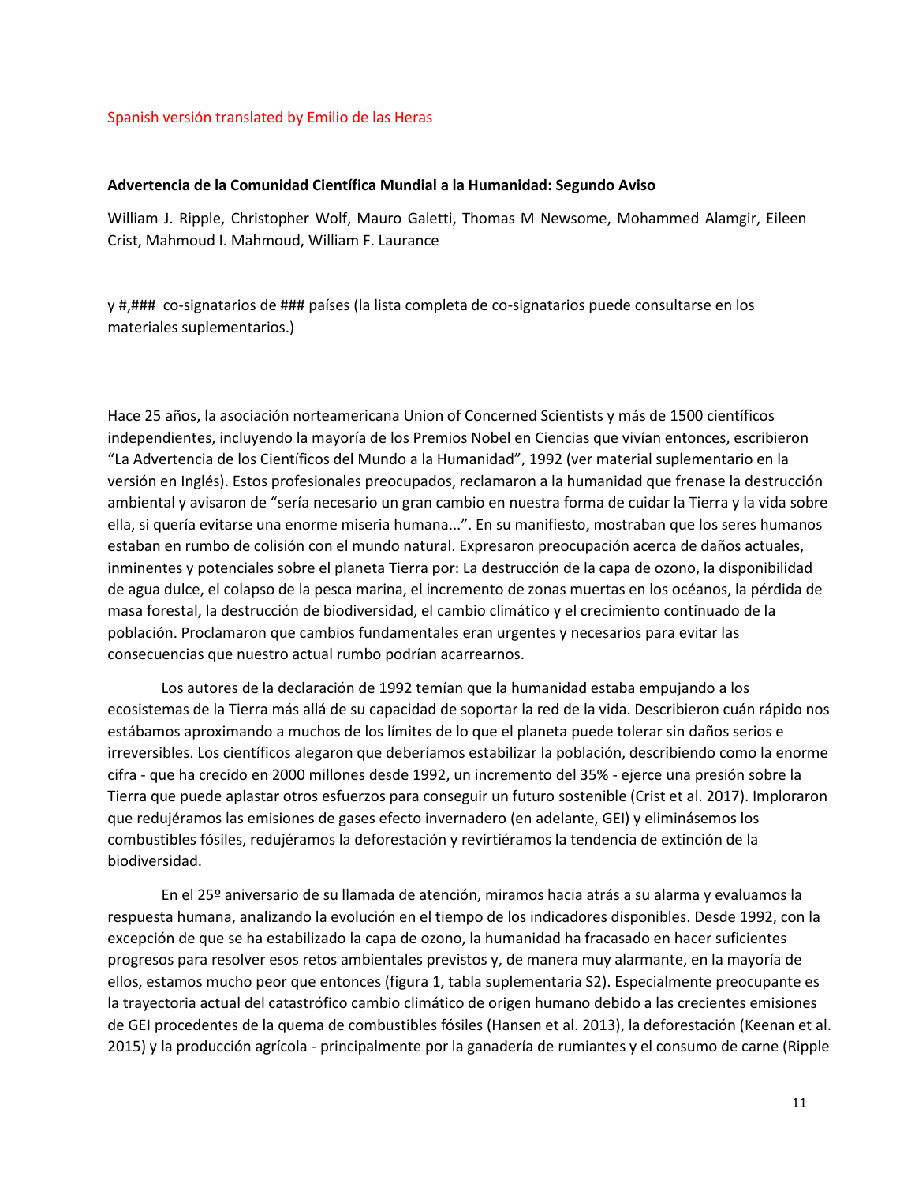Spanish versión translated by Emilio de las Heras

**Advertencia de la Comunidad Científica Mundial a la Humanidad: Segundo Aviso**

William J. Ripple, Christopher Wolf, Mauro Galetti, Thomas M Newsome, Mohammed Alamgir, Eileen Crist, Mahmoud I. Mahmoud, William F. Laurance

y #,### co-signatarios de ### países (la lista completa de co-signatarios puede consultarse en los materiales suplementarios.)

Hace 25 años, la asociación norteamericana Union of Concerned Scientists y más de 1500 científicos independientes, incluyendo la mayoría de los Premios Nobel en Ciencias que vivían entonces, escribieron "La Advertencia de los Científicos del Mundo a la Humanidad", 1992 (ver material suplementario en la versión en Inglés). Estos profesionales preocupados, reclamaron a la humanidad que frenase la destrucción ambiental y avisaron de "sería necesario un gran cambio en nuestra forma de cuidar la Tierra y la vida sobre ella, si quería evitarse una enorme miseria humana...". En su manifiesto, mostraban que los seres humanos estaban en rumbo de colisión con el mundo natural. Expresaron preocupación acerca de daños actuales, inminentes y potenciales sobre el planeta Tierra por: La destrucción de la capa de ozono, la disponibilidad de agua dulce, el colapso de la pesca marina, el incremento de zonas muertas en los océanos, la pérdida de masa forestal, la destrucción de biodiversidad, el cambio climático y el crecimiento continuado de la población. Proclamaron que cambios fundamentales eran urgentes y necesarios para evitar las consecuencias que nuestro actual rumbo podrían acarrearnos.

Los autores de la declaración de 1992 temían que la humanidad estaba empujando a los ecosistemas de la Tierra más allá de su capacidad de soportar la red de la vida. Describieron cuán rápido nos estábamos aproximando a muchos de los límites de lo que el planeta puede tolerar sin daños serios e irreversibles. Los científicos alegaron que deberíamos estabilizar la población, describiendo como la enorme cifra - que ha crecido en 2000 millones desde 1992, un incremento del 35% - ejerce una presión sobre la Tierra que puede aplastar otros esfuerzos para conseguir un futuro sostenible (Crist et al. 2017). Imploraron que redujéramos las emisiones de gases efecto invernadero (en adelante, GEI) y eliminásemos los combustibles fósiles, redujéramos la deforestación y revirtiéramos la tendencia de extinción de la biodiversidad.

En el 25º aniversario de su llamada de atención, miramos hacia atrás a su alarma y evaluamos la respuesta humana, analizando la evolución en el tiempo de los indicadores disponibles. Desde 1992, con la excepción de que se ha estabilizado la capa de ozono, la humanidad ha fracasado en hacer suficientes progresos para resolver esos retos ambientales previstos y, de manera muy alarmante, en la mayoría de ellos, estamos mucho peor que entonces (figura 1, tabla suplementaria S2). Especialmente preocupante es la trayectoria actual del catastrófico cambio climático de origen humano debido a las crecientes emisiones de GEI procedentes de la quema de combustibles fósiles (Hansen et al. 2013), la deforestación (Keenan et al. 2015) y la producción agrícola - principalmente por la ganadería de rumiantes y el consumo de carne (Ripple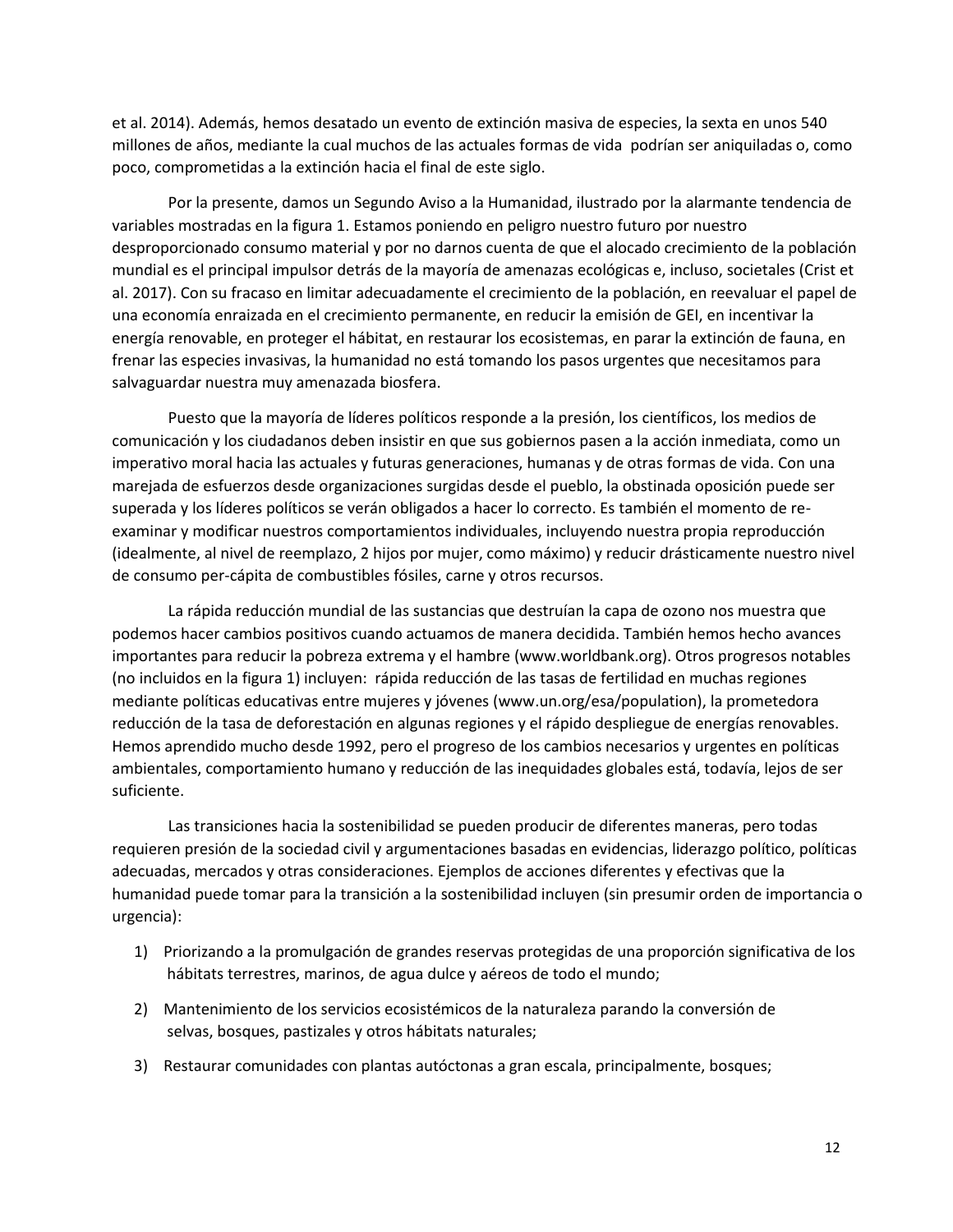et al. 2014). Además, hemos desatado un evento de extinción masiva de especies, la sexta en unos 540 millones de años, mediante la cual muchos de las actuales formas de vida podrían ser aniquiladas o, como poco, comprometidas a la extinción hacia el final de este siglo.

Por la presente, damos un Segundo Aviso a la Humanidad, ilustrado por la alarmante tendencia de variables mostradas en la figura 1. Estamos poniendo en peligro nuestro futuro por nuestro desproporcionado consumo material y por no darnos cuenta de que el alocado crecimiento de la población mundial es el principal impulsor detrás de la mayoría de amenazas ecológicas e, incluso, societales (Crist et al. 2017). Con su fracaso en limitar adecuadamente el crecimiento de la población, en reevaluar el papel de una economía enraizada en el crecimiento permanente, en reducir la emisión de GEI, en incentivar la energía renovable, en proteger el hábitat, en restaurar los ecosistemas, en parar la extinción de fauna, en frenar las especies invasivas, la humanidad no está tomando los pasos urgentes que necesitamos para salvaguardar nuestra muy amenazada biosfera.

Puesto que la mayoría de líderes políticos responde a la presión, los científicos, los medios de comunicación y los ciudadanos deben insistir en que sus gobiernos pasen a la acción inmediata, como un imperativo moral hacia las actuales y futuras generaciones, humanas y de otras formas de vida. Con una marejada de esfuerzos desde organizaciones surgidas desde el pueblo, la obstinada oposición puede ser superada y los líderes políticos se verán obligados a hacer lo correcto. Es también el momento de re-examinar y modificar nuestros comportamientos individuales, incluyendo nuestra propia reproducción (idealmente, al nivel de reemplazo, 2 hijos por mujer, como máximo) y reducir drásticamente nuestro nivel de consumo per-cápita de combustibles fósiles, carne y otros recursos.

La rápida reducción mundial de las sustancias que destruían la capa de ozono nos muestra que podemos hacer cambios positivos cuando actuamos de manera decidida. También hemos hecho avances importantes para reducir la pobreza extrema y el hambre (www.worldbank.org). Otros progresos notables (no incluidos en la figura 1) incluyen: rápida reducción de las tasas de fertilidad en muchas regiones mediante políticas educativas entre mujeres y jóvenes (www.un.org/esa/population), la prometedora reducción de la tasa de deforestación en algunas regiones y el rápido despliegue de energías renovables. Hemos aprendido mucho desde 1992, pero el progreso de los cambios necesarios y urgentes en políticas ambientales, comportamiento humano y reducción de las inequidades globales está, todavía, lejos de ser suficiente.

Las transiciones hacia la sostenibilidad se pueden producir de diferentes maneras, pero todas requieren presión de la sociedad civil y argumentaciones basadas en evidencias, liderazgo político, políticas adecuadas, mercados y otras consideraciones. Ejemplos de acciones diferentes y efectivas que la humanidad puede tomar para la transición a la sostenibilidad incluyen (sin presumir orden de importancia o urgencia):

1) Priorizando a la promulgación de grandes reservas protegidas de una proporción significativa de los hábitats terrestres, marinos, de agua dulce y aéreos de todo el mundo;
2) Mantenimiento de los servicios ecosistémicos de la naturaleza parando la conversión de selvas, bosques, pastizales y otros hábitats naturales;
3) Restaurar comunidades con plantas autóctonas a gran escala, principalmente, bosques;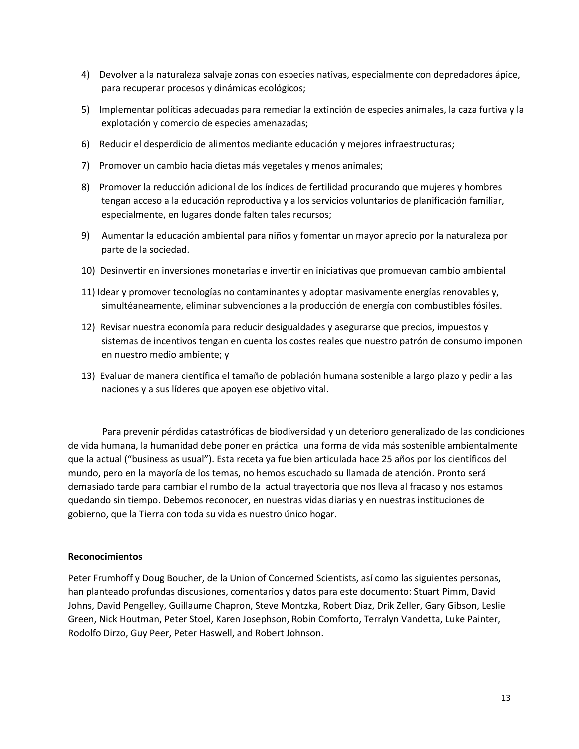4) Devolver a la naturaleza salvaje zonas con especies nativas, especialmente con depredadores ápice, para recuperar procesos y dinámicas ecológicos;

5) Implementar políticas adecuadas para remediar la extinción de especies animales, la caza furtiva y la explotación y comercio de especies amenazadas;

6) Reducir el desperdicio de alimentos mediante educación y mejores infraestructuras;

7) Promover un cambio hacia dietas más vegetales y menos animales;

8) Promover la reducción adicional de los índices de fertilidad procurando que mujeres y hombres tengan acceso a la educación reproductiva y a los servicios voluntarios de planificación familiar, especialmente, en lugares donde falten tales recursos;

9) Aumentar la educación ambiental para niños y fomentar un mayor aprecio por la naturaleza por parte de la sociedad.

10) Desinvertir en inversiones monetarias e invertir en iniciativas que promuevan cambio ambiental

11) Idear y promover tecnologías no contaminantes y adoptar masivamente energías renovables y, simultéaneamente, eliminar subvenciones a la producción de energía con combustibles fósiles.

12) Revisar nuestra economía para reducir desigualdades y asegurarse que precios, impuestos y sistemas de incentivos tengan en cuenta los costes reales que nuestro patrón de consumo imponen en nuestro medio ambiente; y

13) Evaluar de manera científica el tamaño de población humana sostenible a largo plazo y pedir a las naciones y a sus líderes que apoyen ese objetivo vital.

Para prevenir pérdidas catastróficas de biodiversidad y un deterioro generalizado de las condiciones de vida humana, la humanidad debe poner en práctica una forma de vida más sostenible ambientalmente que la actual ("business as usual"). Esta receta ya fue bien articulada hace 25 años por los científicos del mundo, pero en la mayoría de los temas, no hemos escuchado su llamada de atención. Pronto será demasiado tarde para cambiar el rumbo de la actual trayectoria que nos lleva al fracaso y nos estamos quedando sin tiempo. Debemos reconocer, en nuestras vidas diarias y en nuestras instituciones de gobierno, que la Tierra con toda su vida es nuestro único hogar.

**Reconocimientos**

Peter Frumhoff y Doug Boucher, de la Union of Concerned Scientists, así como las siguientes personas, han planteado profundas discusiones, comentarios y datos para este documento: Stuart Pimm, David Johns, David Pengelley, Guillaume Chapron, Steve Montzka, Robert Diaz, Drik Zeller, Gary Gibson, Leslie Green, Nick Houtman, Peter Stoel, Karen Josephson, Robin Comforto, Terralyn Vandetta, Luke Painter, Rodolfo Dirzo, Guy Peer, Peter Haswell, and Robert Johnson.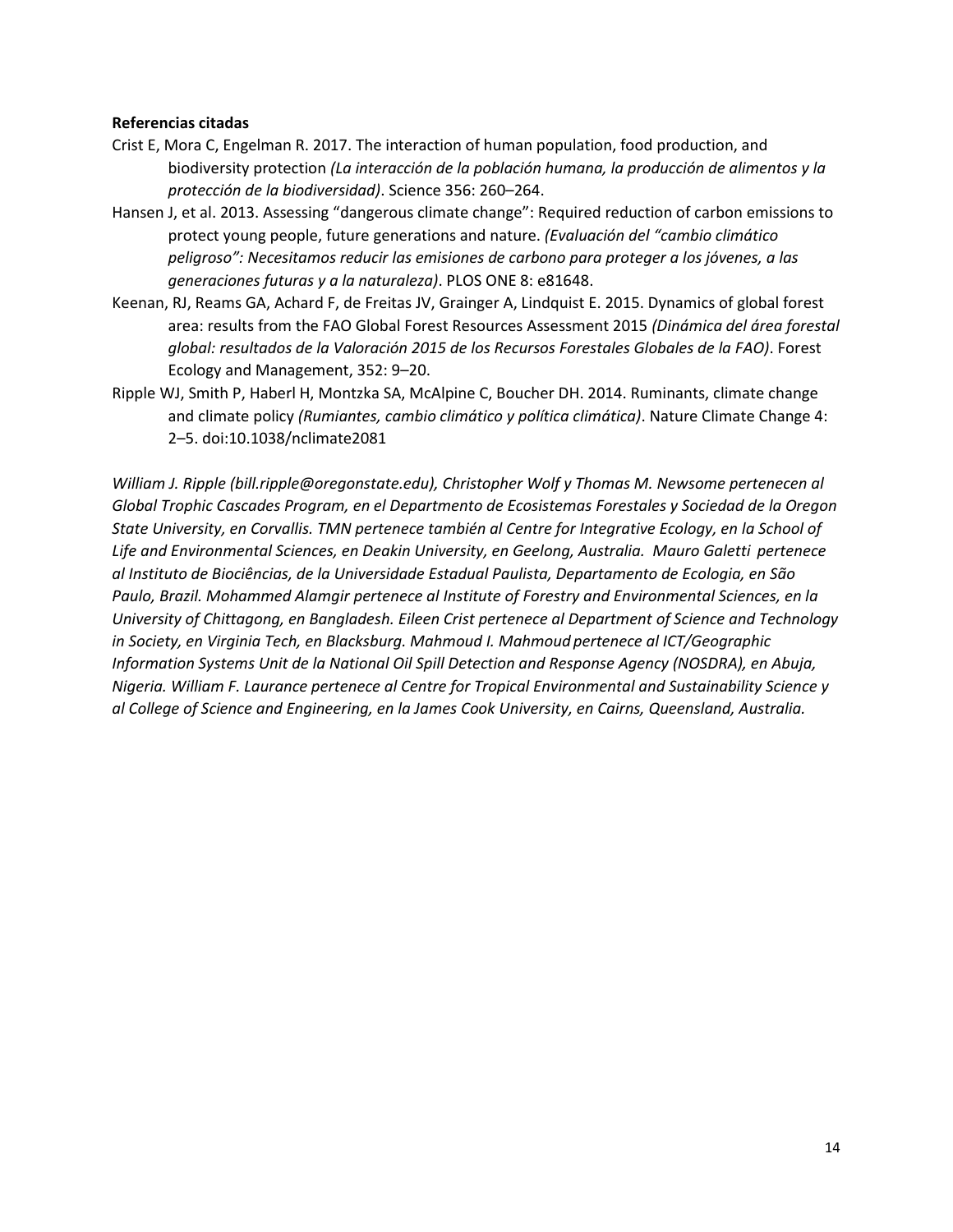**Referencias citadas**

Crist E, Mora C, Engelman R. 2017. The interaction of human population, food production, and biodiversity protection *(La interacción de la población humana, la producción de alimentos y la protección de la biodiversidad)*. Science 356: 260–264.

Hansen J, et al. 2013. Assessing "dangerous climate change": Required reduction of carbon emissions to protect young people, future generations and nature. *(Evaluación del "cambio climático peligroso": Necesitamos reducir las emisiones de carbono para proteger a los jóvenes, a las generaciones futuras y a la naturaleza)*. PLOS ONE 8: e81648.

Keenan, RJ, Reams GA, Achard F, de Freitas JV, Grainger A, Lindquist E. 2015. Dynamics of global forest area: results from the FAO Global Forest Resources Assessment 2015 *(Dinámica del área forestal global: resultados de la Valoración 2015 de los Recursos Forestales Globales de la FAO)*. Forest Ecology and Management, 352: 9–20.

Ripple WJ, Smith P, Haberl H, Montzka SA, McAlpine C, Boucher DH. 2014. Ruminants, climate change and climate policy *(Rumiantes, cambio climático y política climática)*. Nature Climate Change 4: 2–5. doi:10.1038/nclimate2081

*William J. Ripple (bill.ripple@oregonstate.edu), Christopher Wolf y Thomas M. Newsome pertenecen al Global Trophic Cascades Program, en el Departmento de Ecosistemas Forestales y Sociedad de la Oregon State University, en Corvallis. TMN pertenece también al Centre for Integrative Ecology, en la School of Life and Environmental Sciences, en Deakin University, en Geelong, Australia. Mauro Galetti pertenece al Instituto de Biociências, de la Universidade Estadual Paulista, Departamento de Ecologia, en São Paulo, Brazil. Mohammed Alamgir pertenece al Institute of Forestry and Environmental Sciences, en la University of Chittagong, en Bangladesh. Eileen Crist pertenece al Department of Science and Technology in Society, en Virginia Tech, en Blacksburg. Mahmoud I. Mahmoud pertenece al ICT/Geographic Information Systems Unit de la National Oil Spill Detection and Response Agency (NOSDRA), en Abuja, Nigeria. William F. Laurance pertenece al Centre for Tropical Environmental and Sustainability Science y al College of Science and Engineering, en la James Cook University, en Cairns, Queensland, Australia.*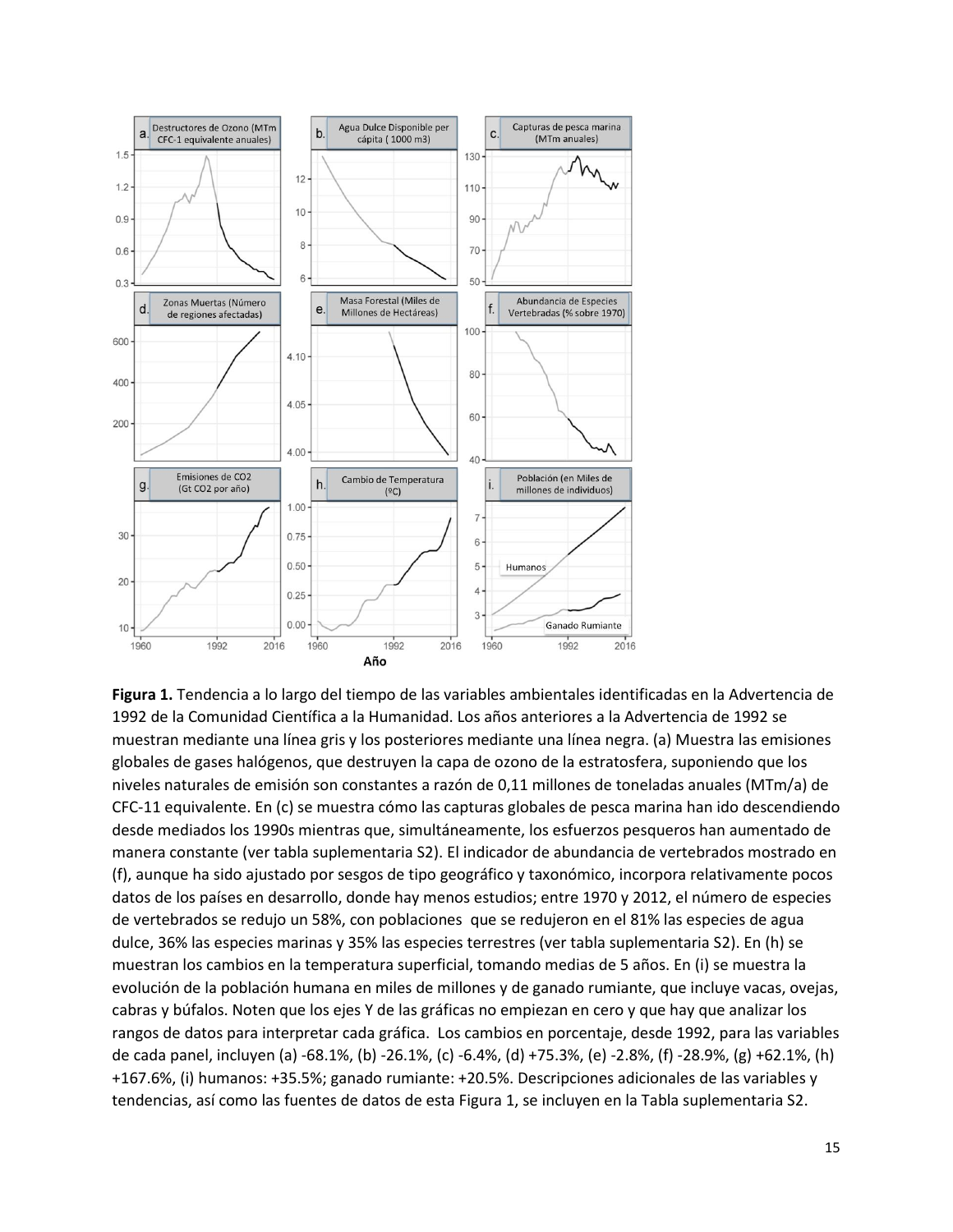a. Destructores de Ozono (MTm CFC-1 equivalente anuales)

1.5
1.2
0.9
0.6
0.3

b. Agua Dulce Disponible per cápita ( 1000 m3)

12
10
8
6

c. Capturas de pesca marina (MTm anuales)

130
110
90
70
50

d. Zonas Muertas (Número de regiones afectadas)

600
400
200

e. Masa Forestal (Miles de Millones de Hectáreas)

4.10
4.05
4.00

f. Abundancia de Especies Vertebradas (% sobre 1970)

100
80
60
40

g. Emisiones de CO2 (Gt CO2 por año)

30
20
10

1960 1992 2016

h. Cambio de Temperatura (ºC)

1.00
0.75
0.50
0.25
0.00

1960 1992 2016

i. Población (en Miles de millones de individuos)

7
6
5
4
3

Humanos

Ganado Rumiante

1960 1992 2016

Año

**Figura 1.** Tendencia a lo largo del tiempo de las variables ambientales identificadas en la Advertencia de 1992 de la Comunidad Científica a la Humanidad. Los años anteriores a la Advertencia de 1992 se muestran mediante una línea gris y los posteriores mediante una línea negra. (a) Muestra las emisiones globales de gases halógenos, que destruyen la capa de ozono de la estratosfera, suponiendo que los niveles naturales de emisión son constantes a razón de 0,11 millones de toneladas anuales (MTm/a) de CFC-11 equivalente. En (c) se muestra cómo las capturas globales de pesca marina han ido descendiendo desde mediados los 1990s mientras que, simultáneamente, los esfuerzos pesqueros han aumentado de manera constante (ver tabla suplementaria S2). El indicador de abundancia de vertebrados mostrado en (f), aunque ha sido ajustado por sesgos de tipo geográfico y taxonómico, incorpora relativamente pocos datos de los países en desarrollo, donde hay menos estudios; entre 1970 y 2012, el número de especies de vertebrados se redujo un 58%, con poblaciones que se redujeron en el 81% las especies de agua dulce, 36% las especies marinas y 35% las especies terrestres (ver tabla suplementaria S2). En (h) se muestran los cambios en la temperatura superficial, tomando medias de 5 años. En (i) se muestra la evolución de la población humana en miles de millones y de ganado rumiante, que incluye vacas, ovejas, cabras y búfalos. Noten que los ejes Y de las gráficas no empiezan en cero y que hay que analizar los rangos de datos para interpretar cada gráfica. Los cambios en porcentaje, desde 1992, para las variables de cada panel, incluyen (a) -68.1%, (b) -26.1%, (c) -6.4%, (d) +75.3%, (e) -2.8%, (f) -28.9%, (g) +62.1%, (h) +167.6%, (i) humanos: +35.5%; ganado rumiante: +20.5%. Descripciones adicionales de las variables y tendencias, así como las fuentes de datos de esta Figura 1, se incluyen en la Tabla suplementaria S2.